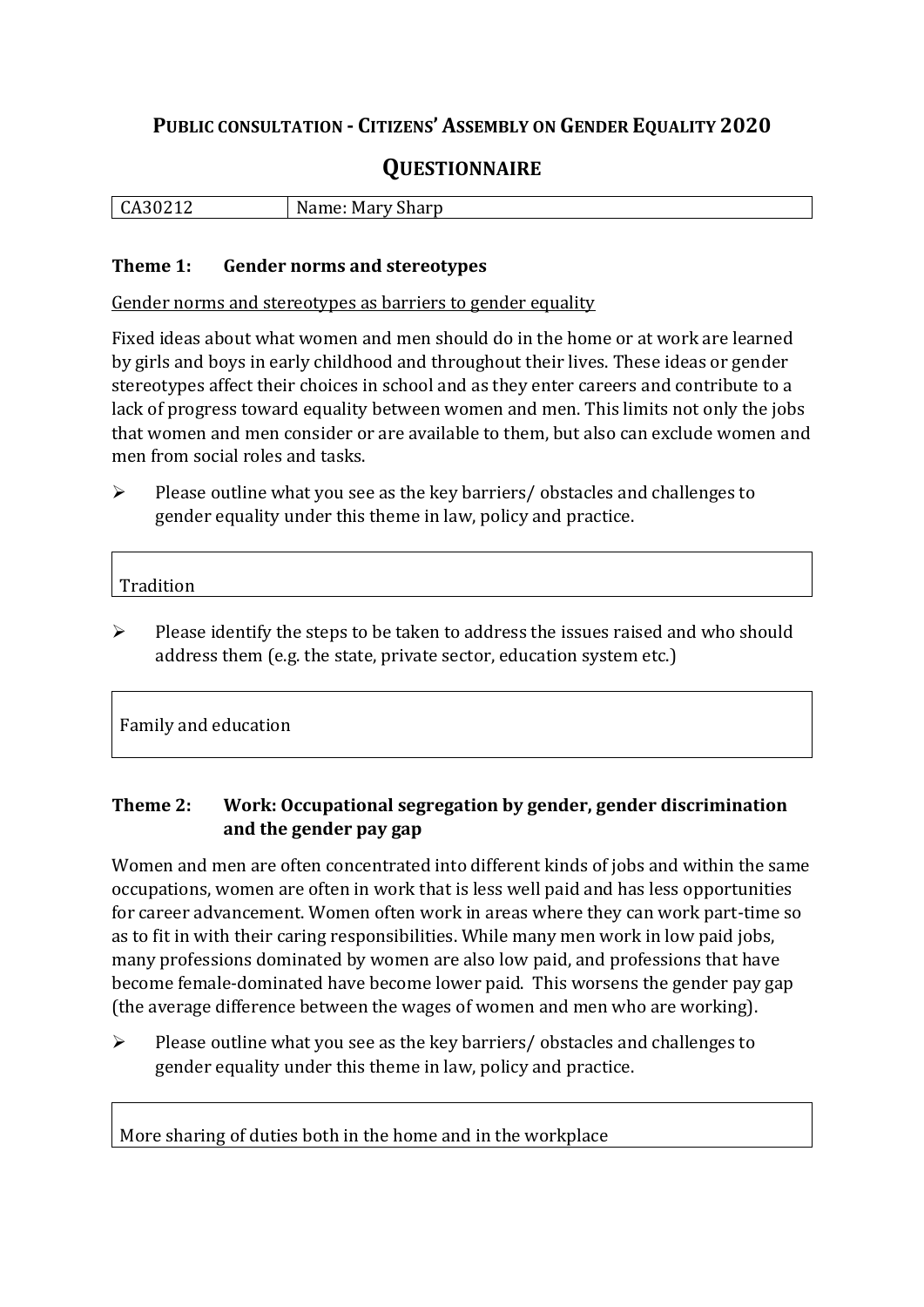# Public consultation - Citizens' Assembly on Gender Equality 2020

## Questionnaire

| CA30212 | Name: Mary Sharp |
|---|---|

### Theme 1: Gender norms and stereotypes

Gender norms and stereotypes as barriers to gender equality

Fixed ideas about what women and men should do in the home or at work are learned by girls and boys in early childhood and throughout their lives. These ideas or gender stereotypes affect their choices in school and as they enter careers and contribute to a lack of progress toward equality between women and men. This limits not only the jobs that women and men consider or are available to them, but also can exclude women and men from social roles and tasks.

- Please outline what you see as the key barriers/ obstacles and challenges to gender equality under this theme in law, policy and practice.

Tradition

- Please identify the steps to be taken to address the issues raised and who should address them (e.g. the state, private sector, education system etc.)

Family and education

### Theme 2: Work: Occupational segregation by gender, gender discrimination and the gender pay gap

Women and men are often concentrated into different kinds of jobs and within the same occupations, women are often in work that is less well paid and has less opportunities for career advancement. Women often work in areas where they can work part-time so as to fit in with their caring responsibilities. While many men work in low paid jobs, many professions dominated by women are also low paid, and professions that have become female-dominated have become lower paid. This worsens the gender pay gap (the average difference between the wages of women and men who are working).

- Please outline what you see as the key barriers/ obstacles and challenges to gender equality under this theme in law, policy and practice.

More sharing of duties both in the home and in the workplace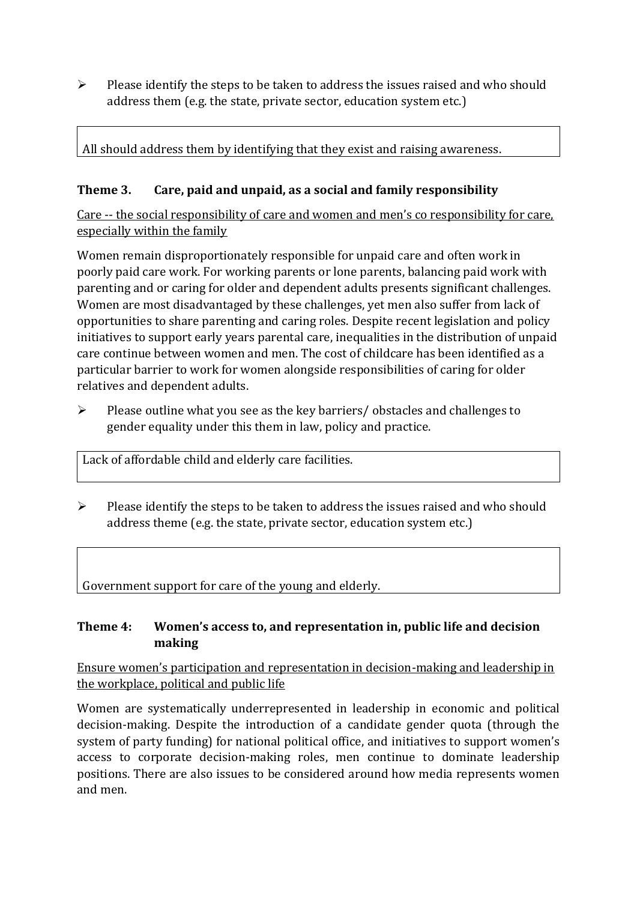- Please identify the steps to be taken to address the issues raised and who should address them (e.g. the state, private sector, education system etc.)

> All should address them by identifying that they exist and raising awareness.

### Theme 3. Care, paid and unpaid, as a social and family responsibility

<u>Care -- the social responsibility of care and women and men's co responsibility for care, especially within the family</u>

Women remain disproportionately responsible for unpaid care and often work in poorly paid care work. For working parents or lone parents, balancing paid work with parenting and or caring for older and dependent adults presents significant challenges. Women are most disadvantaged by these challenges, yet men also suffer from lack of opportunities to share parenting and caring roles. Despite recent legislation and policy initiatives to support early years parental care, inequalities in the distribution of unpaid care continue between women and men. The cost of childcare has been identified as a particular barrier to work for women alongside responsibilities of caring for older relatives and dependent adults.

- Please outline what you see as the key barriers/ obstacles and challenges to gender equality under this them in law, policy and practice.

> Lack of affordable child and elderly care facilities.

- Please identify the steps to be taken to address the issues raised and who should address theme (e.g. the state, private sector, education system etc.)

> Government support for care of the young and elderly.

### Theme 4: Women's access to, and representation in, public life and decision making

<u>Ensure women's participation and representation in decision-making and leadership in the workplace, political and public life</u>

Women are systematically underrepresented in leadership in economic and political decision-making. Despite the introduction of a candidate gender quota (through the system of party funding) for national political office, and initiatives to support women's access to corporate decision-making roles, men continue to dominate leadership positions. There are also issues to be considered around how media represents women and men.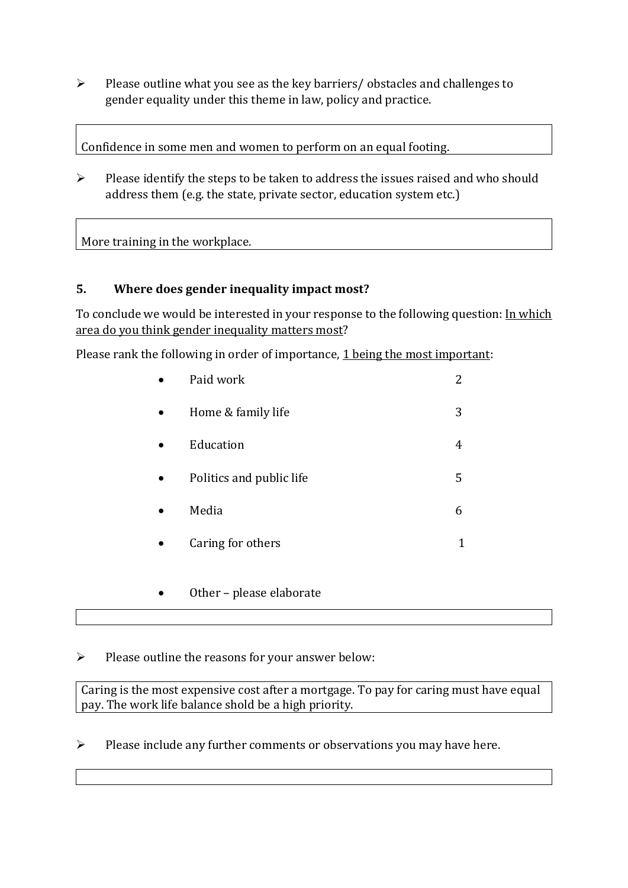- Please outline what you see as the key barriers/ obstacles and challenges to gender equality under this theme in law, policy and practice.

Confidence in some men and women to perform on an equal footing.

- Please identify the steps to be taken to address the issues raised and who should address them (e.g. the state, private sector, education system etc.)

More training in the workplace.

### 5. Where does gender inequality impact most?

To conclude we would be interested in your response to the following question: In which area do you think gender inequality matters most?

Please rank the following in order of importance, 1 being the most important:

| | |
|---|---|
| • Paid work | 2 |
| • Home & family life | 3 |
| • Education | 4 |
| • Politics and public life | 5 |
| • Media | 6 |
| • Caring for others | 1 |

- Other – please elaborate

- Please outline the reasons for your answer below:

Caring is the most expensive cost after a mortgage. To pay for caring must have equal pay. The work life balance shold be a high priority.

- Please include any further comments or observations you may have here.